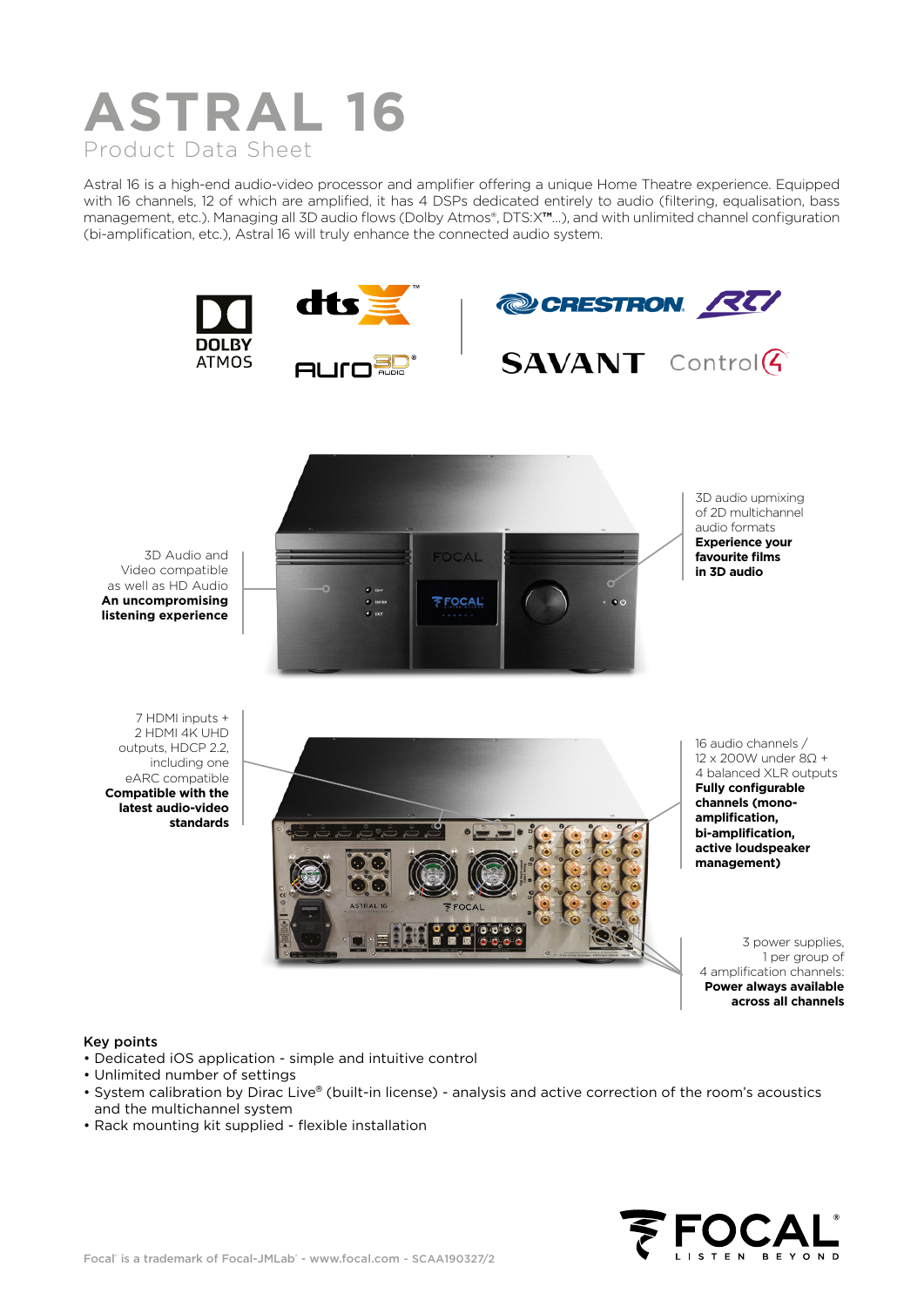# ASTRAL 16

Product Data Sheet

Astral 16 is a high-end audio-video processor and amplifier offering a unique Home Theatre experience. Equipped with 16 channels, 12 of which are amplified, it has 4 DSPs dedicated entirely to audio (filtering, equalisation, bass management, etc.). Managing all 3D audio flows (Dolby Atmos®, DTS:X™...), and with unlimited channel configuration (bi-amplification, etc.), Astral 16 will truly enhance the connected audio system.

3D Audio and Video compatible as well as HD Audio
**An uncompromising listening experience**

3D audio upmixing of 2D multichannel audio formats
**Experience your favourite films in 3D audio**

7 HDMI inputs + 2 HDMI 4K UHD outputs, HDCP 2.2, including one eARC compatible
**Compatible with the latest audio-video standards**

16 audio channels / 12 x 200W under 8Ω + 4 balanced XLR outputs
**Fully configurable channels (mono-amplification, bi-amplification, active loudspeaker management)**

3 power supplies, 1 per group of 4 amplification channels:
**Power always available across all channels**

## Key points

- Dedicated iOS application - simple and intuitive control
- Unlimited number of settings
- System calibration by Dirac Live® (built-in license) - analysis and active correction of the room's acoustics and the multichannel system
- Rack mounting kit supplied - flexible installation

Focal® is a trademark of Focal-JMLab® - www.focal.com - SCAA190327/2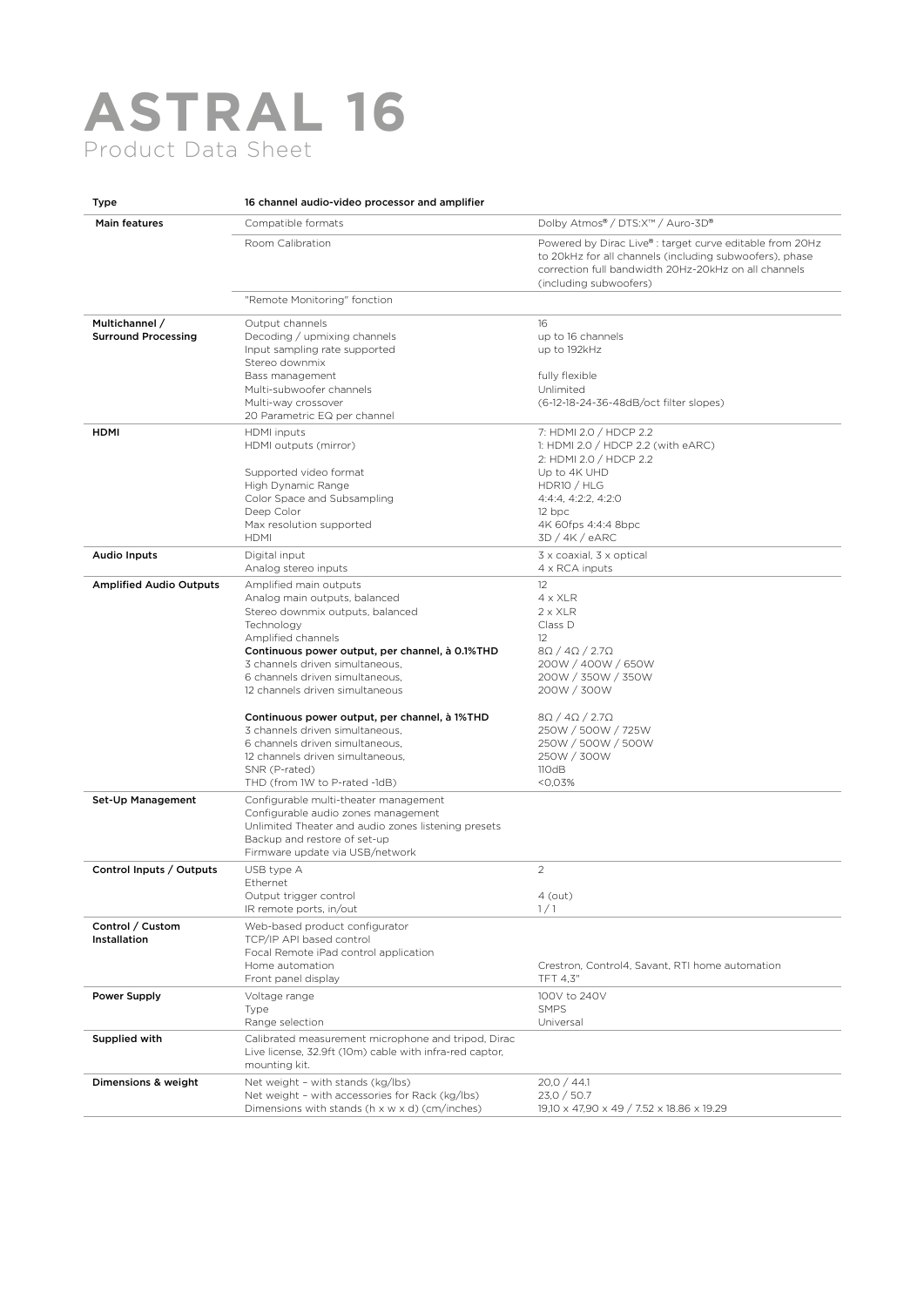# ASTRAL 16

Product Data Sheet

| | | |
|---|---|---|
| **Type** | **16 channel audio-video processor and amplifier** | |
| **Main features** | Compatible formats | Dolby Atmos® / DTS:X™ / Auro-3D® |
| | Room Calibration | Powered by Dirac Live® : target curve editable from 20Hz to 20kHz for all channels (including subwoofers), phase correction full bandwidth 20Hz-20kHz on all channels (including subwoofers) |
| | "Remote Monitoring" fonction | |
| **Multichannel / Surround Processing** | Output channels | 16 |
| | Decoding / upmixing channels | up to 16 channels |
| | Input sampling rate supported | up to 192kHz |
| | Stereo downmix | |
| | Bass management | fully flexible |
| | Multi-subwoofer channels | Unlimited |
| | Multi-way crossover | (6-12-18-24-36-48dB/oct filter slopes) |
| | 20 Parametric EQ per channel | |
| **HDMI** | HDMI inputs | 7: HDMI 2.0 / HDCP 2.2 |
| | HDMI outputs (mirror) | 1: HDMI 2.0 / HDCP 2.2 (with eARC)<br>2: HDMI 2.0 / HDCP 2.2 |
| | Supported video format | Up to 4K UHD |
| | High Dynamic Range | HDR10 / HLG |
| | Color Space and Subsampling | 4:4:4, 4:2:2, 4:2:0 |
| | Deep Color | 12 bpc |
| | Max resolution supported | 4K 60fps 4:4:4 8bpc |
| | HDMI | 3D / 4K / eARC |
| **Audio Inputs** | Digital input | 3 x coaxial, 3 x optical |
| | Analog stereo inputs | 4 x RCA inputs |
| **Amplified Audio Outputs** | Amplified main outputs | 12 |
| | Analog main outputs, balanced | 4 x XLR |
| | Stereo downmix outputs, balanced | 2 x XLR |
| | Technology | Class D |
| | Amplified channels | 12 |
| | **Continuous power output, per channel, à 0.1%THD** | 8Ω / 4Ω / 2.7Ω |
| | 3 channels driven simultaneous, | 200W / 400W / 650W |
| | 6 channels driven simultaneous, | 200W / 350W / 350W |
| | 12 channels driven simultaneous | 200W / 300W |
| | **Continuous power output, per channel, à 1%THD** | 8Ω / 4Ω / 2.7Ω |
| | 3 channels driven simultaneous, | 250W / 500W / 725W |
| | 6 channels driven simultaneous, | 250W / 500W / 500W |
| | 12 channels driven simultaneous, | 250W / 300W |
| | SNR (P-rated) | 110dB |
| | THD (from 1W to P-rated -1dB) | <0,03% |
| **Set-Up Management** | Configurable multi-theater management | |
| | Configurable audio zones management | |
| | Unlimited Theater and audio zones listening presets | |
| | Backup and restore of set-up | |
| | Firmware update via USB/network | |
| **Control Inputs / Outputs** | USB type A | 2 |
| | Ethernet | |
| | Output trigger control | 4 (out) |
| | IR remote ports, in/out | 1 / 1 |
| **Control / Custom Installation** | Web-based product configurator | |
| | TCP/IP API based control | |
| | Focal Remote iPad control application | |
| | Home automation | Crestron, Control4, Savant, RTI home automation |
| | Front panel display | TFT 4,3" |
| **Power Supply** | Voltage range | 100V to 240V |
| | Type | SMPS |
| | Range selection | Universal |
| **Supplied with** | Calibrated measurement microphone and tripod, Dirac Live license, 32.9ft (10m) cable with infra-red captor, mounting kit. | |
| **Dimensions & weight** | Net weight – with stands (kg/lbs) | 20,0 / 44.1 |
| | Net weight – with accessories for Rack (kg/lbs) | 23,0 / 50.7 |
| | Dimensions with stands (h x w x d) (cm/inches) | 19,10 x 47,90 x 49 / 7.52 x 18.86 x 19.29 |